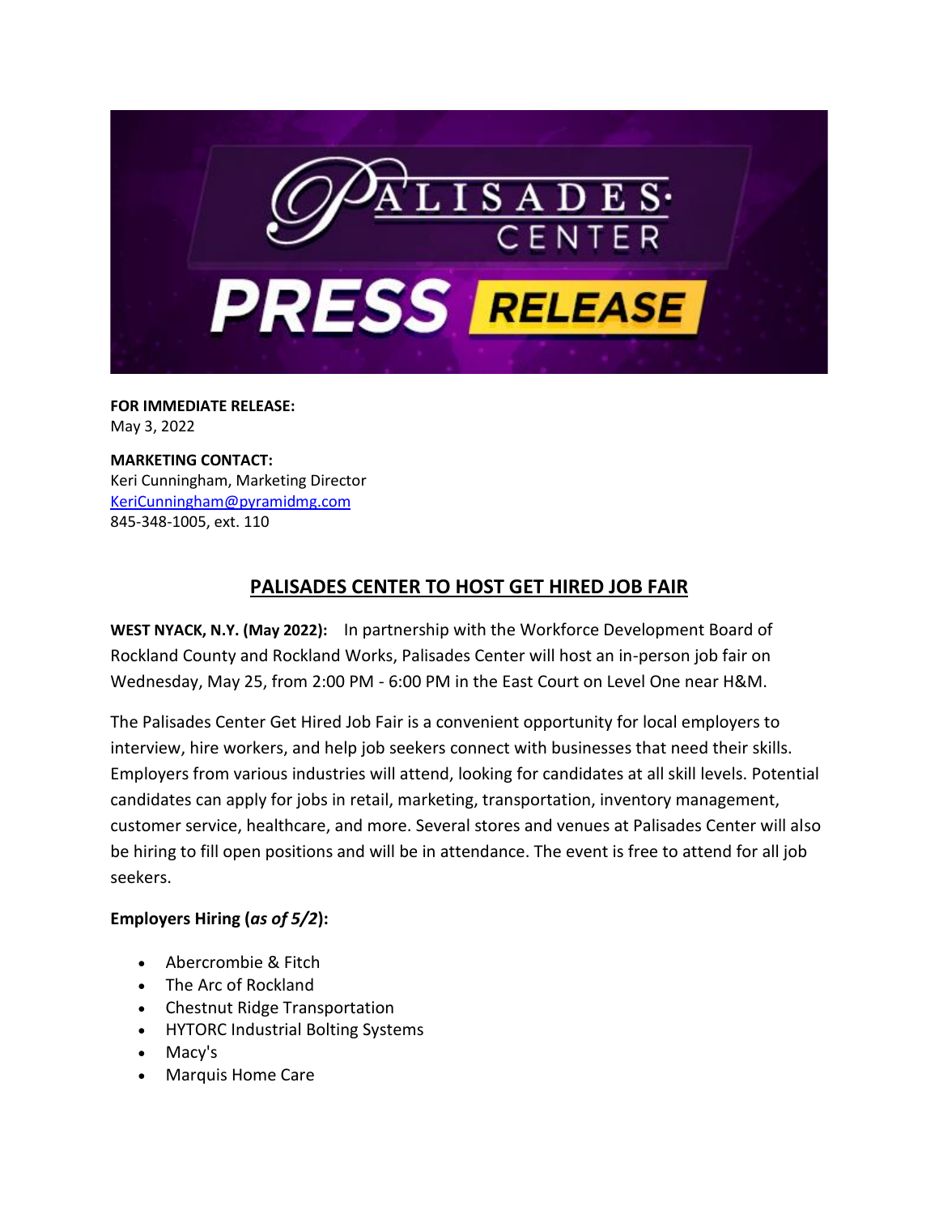**FOR IMMEDIATE RELEASE:**
May 3, 2022

**MARKETING CONTACT:**
Keri Cunningham, Marketing Director
[KeriCunningham@pyramidmg.com](mailto:KeriCunningham@pyramidmg.com)
845-348-1005, ext. 110

# PALISADES CENTER TO HOST GET HIRED JOB FAIR

**WEST NYACK, N.Y. (May 2022):** In partnership with the Workforce Development Board of Rockland County and Rockland Works, Palisades Center will host an in-person job fair on Wednesday, May 25, from 2:00 PM - 6:00 PM in the East Court on Level One near H&M.

The Palisades Center Get Hired Job Fair is a convenient opportunity for local employers to interview, hire workers, and help job seekers connect with businesses that need their skills. Employers from various industries will attend, looking for candidates at all skill levels. Potential candidates can apply for jobs in retail, marketing, transportation, inventory management, customer service, healthcare, and more. Several stores and venues at Palisades Center will also be hiring to fill open positions and will be in attendance. The event is free to attend for all job seekers.

**Employers Hiring (*as of 5/2*):**

- Abercrombie & Fitch
- The Arc of Rockland
- Chestnut Ridge Transportation
- HYTORC Industrial Bolting Systems
- Macy's
- Marquis Home Care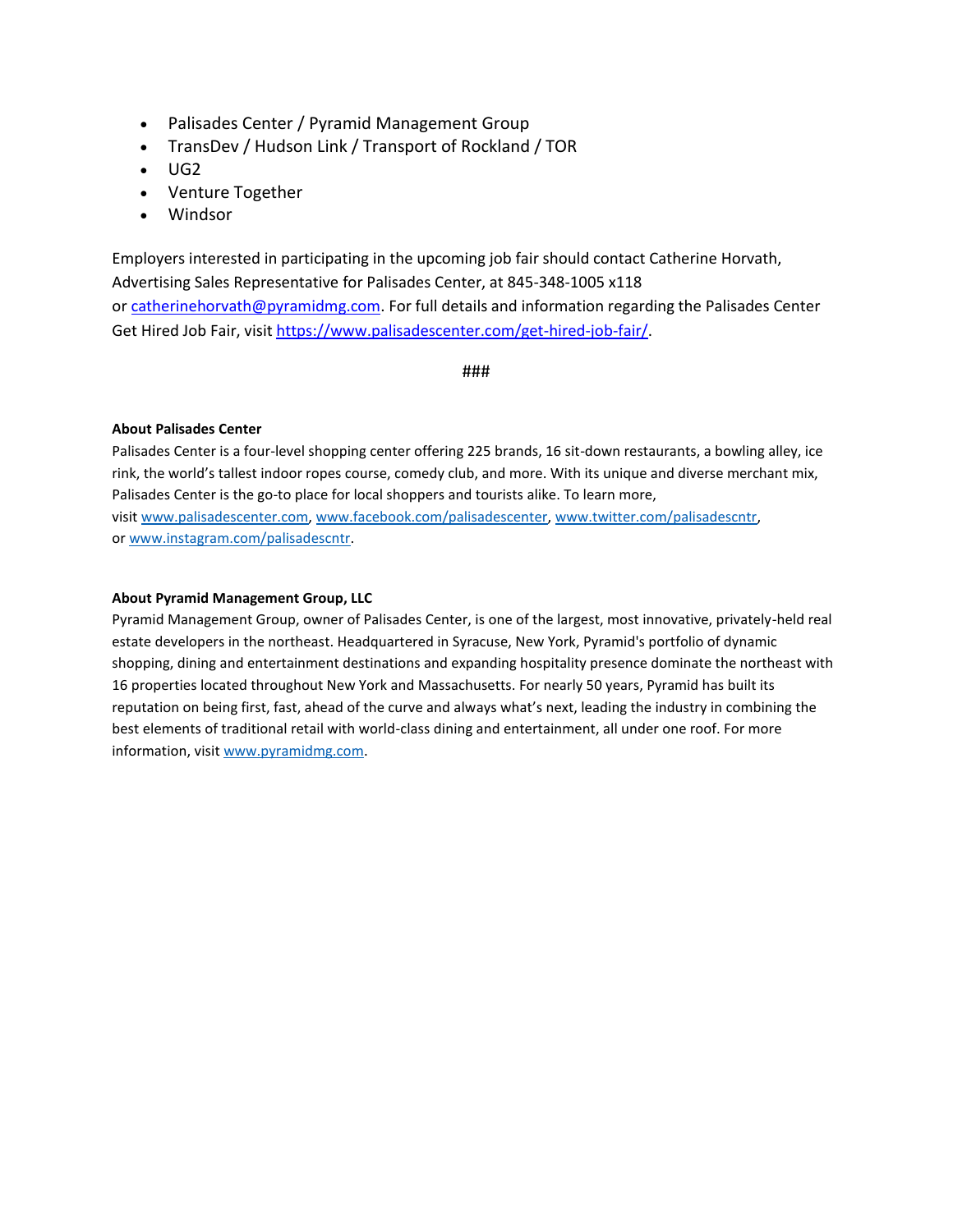- Palisades Center / Pyramid Management Group
- TransDev / Hudson Link / Transport of Rockland / TOR
- UG2
- Venture Together
- Windsor

Employers interested in participating in the upcoming job fair should contact Catherine Horvath, Advertising Sales Representative for Palisades Center, at 845-348-1005 x118 or catherinehorvath@pyramidmg.com. For full details and information regarding the Palisades Center Get Hired Job Fair, visit https://www.palisadescenter.com/get-hired-job-fair/.

###

**About Palisades Center**

Palisades Center is a four-level shopping center offering 225 brands, 16 sit-down restaurants, a bowling alley, ice rink, the world's tallest indoor ropes course, comedy club, and more. With its unique and diverse merchant mix, Palisades Center is the go-to place for local shoppers and tourists alike. To learn more, visit www.palisadescenter.com, www.facebook.com/palisadescenter, www.twitter.com/palisadescntr, or www.instagram.com/palisadescntr.

**About Pyramid Management Group, LLC**

Pyramid Management Group, owner of Palisades Center, is one of the largest, most innovative, privately-held real estate developers in the northeast. Headquartered in Syracuse, New York, Pyramid's portfolio of dynamic shopping, dining and entertainment destinations and expanding hospitality presence dominate the northeast with 16 properties located throughout New York and Massachusetts. For nearly 50 years, Pyramid has built its reputation on being first, fast, ahead of the curve and always what's next, leading the industry in combining the best elements of traditional retail with world-class dining and entertainment, all under one roof. For more information, visit www.pyramidmg.com.